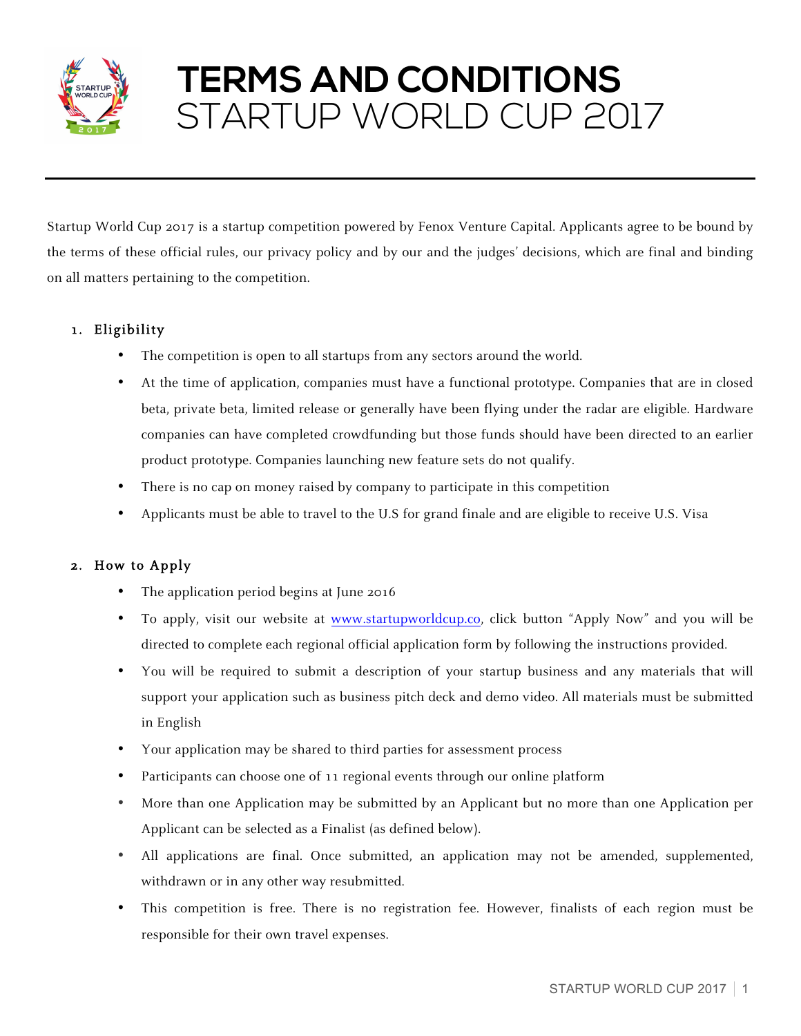# TERMS AND CONDITIONS
## STARTUP WORLD CUP 2017

Startup World Cup 2017 is a startup competition powered by Fenox Venture Capital. Applicants agree to be bound by the terms of these official rules, our privacy policy and by our and the judges' decisions, which are final and binding on all matters pertaining to the competition.

1. **Eligibility**
   - The competition is open to all startups from any sectors around the world.
   - At the time of application, companies must have a functional prototype. Companies that are in closed beta, private beta, limited release or generally have been flying under the radar are eligible. Hardware companies can have completed crowdfunding but those funds should have been directed to an earlier product prototype. Companies launching new feature sets do not qualify.
   - There is no cap on money raised by company to participate in this competition
   - Applicants must be able to travel to the U.S for grand finale and are eligible to receive U.S. Visa

2. **How to Apply**
   - The application period begins at June 2016
   - To apply, visit our website at www.startupworldcup.co, click button "Apply Now" and you will be directed to complete each regional official application form by following the instructions provided.
   - You will be required to submit a description of your startup business and any materials that will support your application such as business pitch deck and demo video. All materials must be submitted in English
   - Your application may be shared to third parties for assessment process
   - Participants can choose one of 11 regional events through our online platform
   - More than one Application may be submitted by an Applicant but no more than one Application per Applicant can be selected as a Finalist (as defined below).
   - All applications are final. Once submitted, an application may not be amended, supplemented, withdrawn or in any other way resubmitted.
   - This competition is free. There is no registration fee. However, finalists of each region must be responsible for their own travel expenses.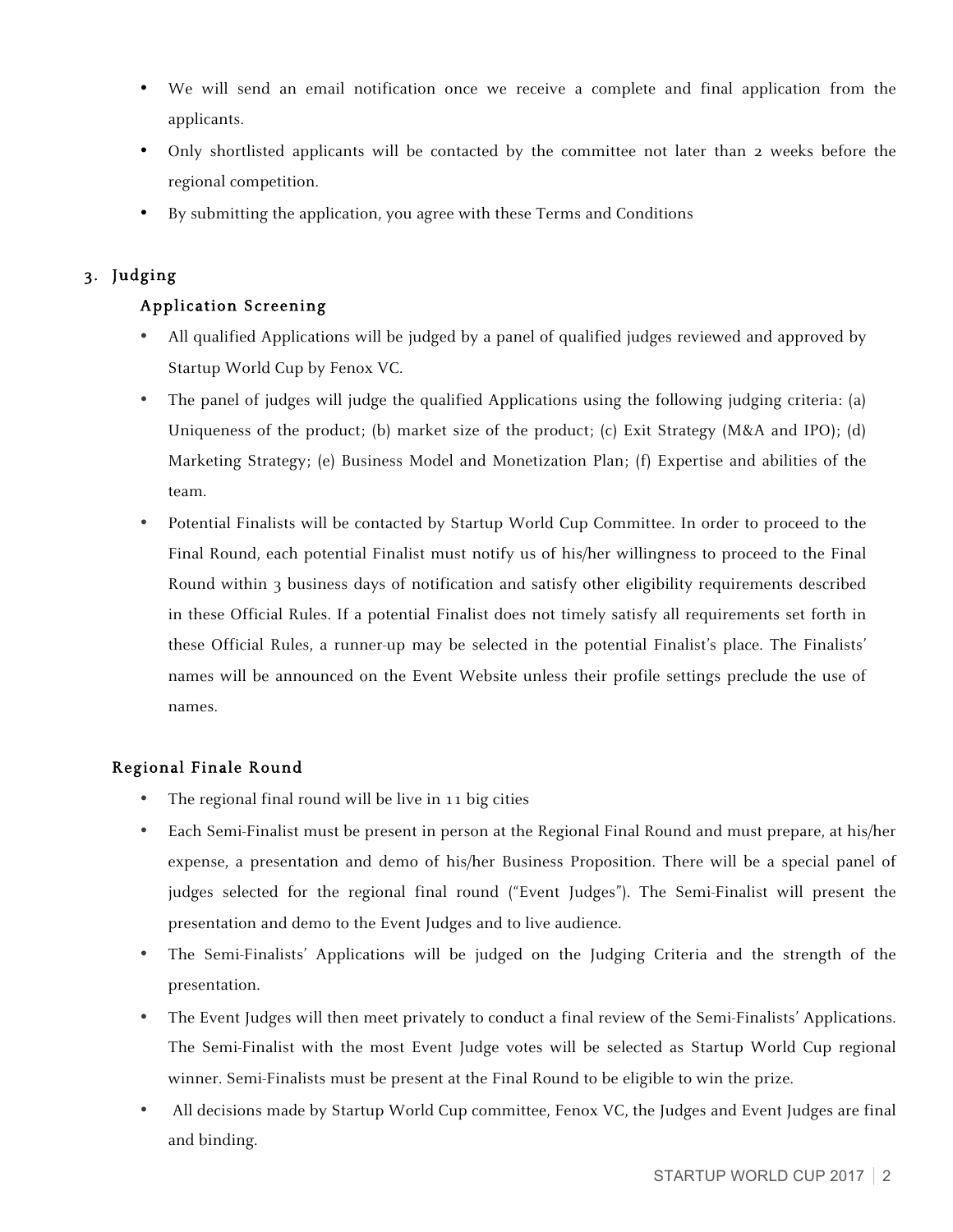- We will send an email notification once we receive a complete and final application from the applicants.
- Only shortlisted applicants will be contacted by the committee not later than 2 weeks before the regional competition.
- By submitting the application, you agree with these Terms and Conditions

## 3. Judging

### Application Screening

- All qualified Applications will be judged by a panel of qualified judges reviewed and approved by Startup World Cup by Fenox VC.
- The panel of judges will judge the qualified Applications using the following judging criteria: (a) Uniqueness of the product; (b) market size of the product; (c) Exit Strategy (M&A and IPO); (d) Marketing Strategy; (e) Business Model and Monetization Plan; (f) Expertise and abilities of the team.
- Potential Finalists will be contacted by Startup World Cup Committee. In order to proceed to the Final Round, each potential Finalist must notify us of his/her willingness to proceed to the Final Round within 3 business days of notification and satisfy other eligibility requirements described in these Official Rules. If a potential Finalist does not timely satisfy all requirements set forth in these Official Rules, a runner-up may be selected in the potential Finalist's place. The Finalists' names will be announced on the Event Website unless their profile settings preclude the use of names.

### Regional Finale Round

- The regional final round will be live in 11 big cities
- Each Semi-Finalist must be present in person at the Regional Final Round and must prepare, at his/her expense, a presentation and demo of his/her Business Proposition. There will be a special panel of judges selected for the regional final round ("Event Judges"). The Semi-Finalist will present the presentation and demo to the Event Judges and to live audience.
- The Semi-Finalists' Applications will be judged on the Judging Criteria and the strength of the presentation.
- The Event Judges will then meet privately to conduct a final review of the Semi-Finalists' Applications. The Semi-Finalist with the most Event Judge votes will be selected as Startup World Cup regional winner. Semi-Finalists must be present at the Final Round to be eligible to win the prize.
- All decisions made by Startup World Cup committee, Fenox VC, the Judges and Event Judges are final and binding.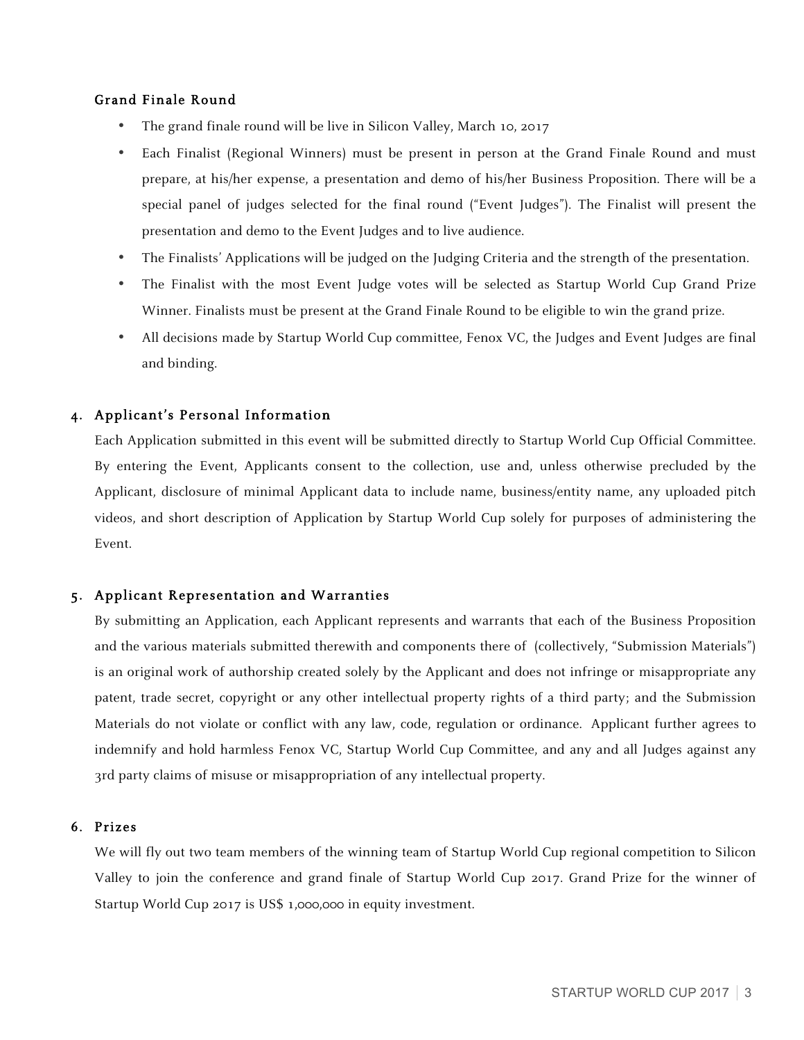### Grand Finale Round

- The grand finale round will be live in Silicon Valley, March 10, 2017
- Each Finalist (Regional Winners) must be present in person at the Grand Finale Round and must prepare, at his/her expense, a presentation and demo of his/her Business Proposition. There will be a special panel of judges selected for the final round ("Event Judges"). The Finalist will present the presentation and demo to the Event Judges and to live audience.
- The Finalists' Applications will be judged on the Judging Criteria and the strength of the presentation.
- The Finalist with the most Event Judge votes will be selected as Startup World Cup Grand Prize Winner. Finalists must be present at the Grand Finale Round to be eligible to win the grand prize.
- All decisions made by Startup World Cup committee, Fenox VC, the Judges and Event Judges are final and binding.

## 4. Applicant's Personal Information

Each Application submitted in this event will be submitted directly to Startup World Cup Official Committee. By entering the Event, Applicants consent to the collection, use and, unless otherwise precluded by the Applicant, disclosure of minimal Applicant data to include name, business/entity name, any uploaded pitch videos, and short description of Application by Startup World Cup solely for purposes of administering the Event.

## 5. Applicant Representation and Warranties

By submitting an Application, each Applicant represents and warrants that each of the Business Proposition and the various materials submitted therewith and components there of (collectively, "Submission Materials") is an original work of authorship created solely by the Applicant and does not infringe or misappropriate any patent, trade secret, copyright or any other intellectual property rights of a third party; and the Submission Materials do not violate or conflict with any law, code, regulation or ordinance. Applicant further agrees to indemnify and hold harmless Fenox VC, Startup World Cup Committee, and any and all Judges against any 3rd party claims of misuse or misappropriation of any intellectual property.

## 6. Prizes

We will fly out two team members of the winning team of Startup World Cup regional competition to Silicon Valley to join the conference and grand finale of Startup World Cup 2017. Grand Prize for the winner of Startup World Cup 2017 is US$ 1,000,000 in equity investment.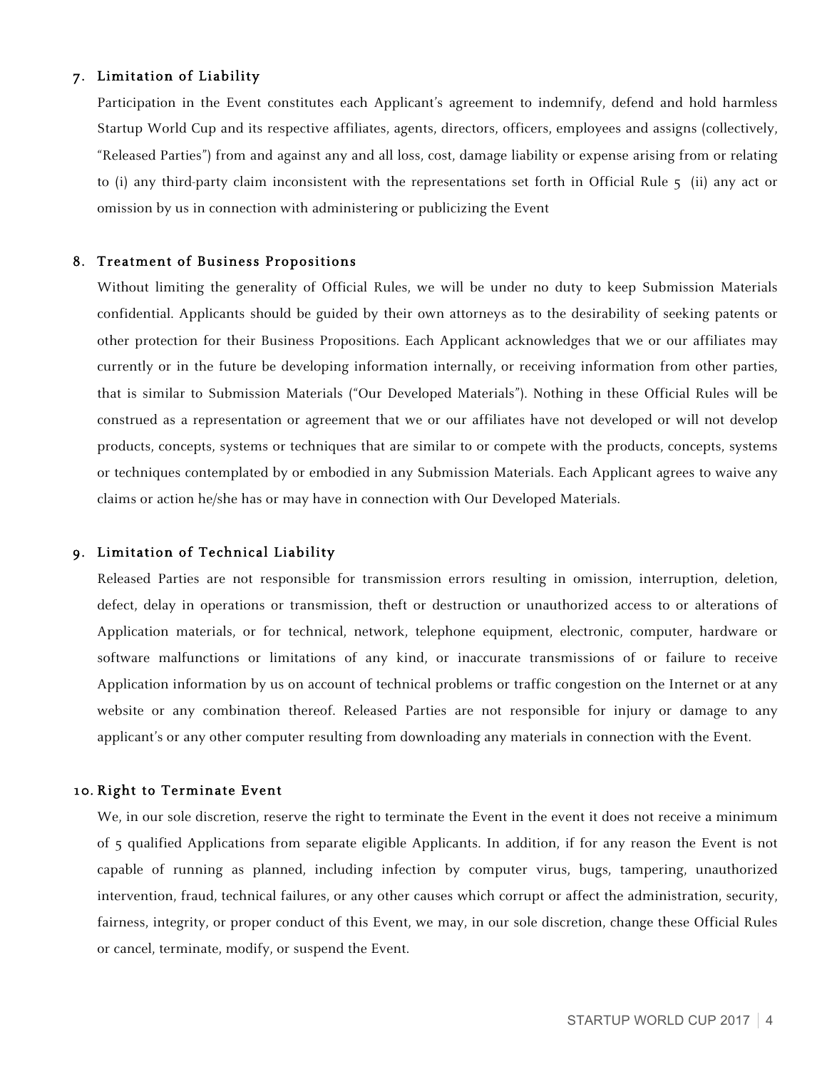## 7. Limitation of Liability

Participation in the Event constitutes each Applicant's agreement to indemnify, defend and hold harmless Startup World Cup and its respective affiliates, agents, directors, officers, employees and assigns (collectively, "Released Parties") from and against any and all loss, cost, damage liability or expense arising from or relating to (i) any third-party claim inconsistent with the representations set forth in Official Rule 5 (ii) any act or omission by us in connection with administering or publicizing the Event

## 8. Treatment of Business Propositions

Without limiting the generality of Official Rules, we will be under no duty to keep Submission Materials confidential. Applicants should be guided by their own attorneys as to the desirability of seeking patents or other protection for their Business Propositions. Each Applicant acknowledges that we or our affiliates may currently or in the future be developing information internally, or receiving information from other parties, that is similar to Submission Materials ("Our Developed Materials"). Nothing in these Official Rules will be construed as a representation or agreement that we or our affiliates have not developed or will not develop products, concepts, systems or techniques that are similar to or compete with the products, concepts, systems or techniques contemplated by or embodied in any Submission Materials. Each Applicant agrees to waive any claims or action he/she has or may have in connection with Our Developed Materials.

## 9. Limitation of Technical Liability

Released Parties are not responsible for transmission errors resulting in omission, interruption, deletion, defect, delay in operations or transmission, theft or destruction or unauthorized access to or alterations of Application materials, or for technical, network, telephone equipment, electronic, computer, hardware or software malfunctions or limitations of any kind, or inaccurate transmissions of or failure to receive Application information by us on account of technical problems or traffic congestion on the Internet or at any website or any combination thereof. Released Parties are not responsible for injury or damage to any applicant's or any other computer resulting from downloading any materials in connection with the Event.

## 10. Right to Terminate Event

We, in our sole discretion, reserve the right to terminate the Event in the event it does not receive a minimum of 5 qualified Applications from separate eligible Applicants. In addition, if for any reason the Event is not capable of running as planned, including infection by computer virus, bugs, tampering, unauthorized intervention, fraud, technical failures, or any other causes which corrupt or affect the administration, security, fairness, integrity, or proper conduct of this Event, we may, in our sole discretion, change these Official Rules or cancel, terminate, modify, or suspend the Event.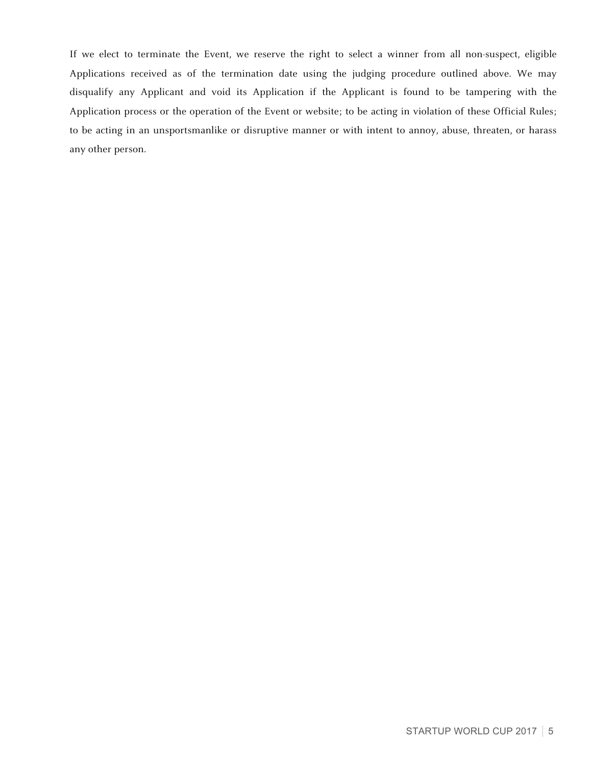If we elect to terminate the Event, we reserve the right to select a winner from all non-suspect, eligible Applications received as of the termination date using the judging procedure outlined above. We may disqualify any Applicant and void its Application if the Applicant is found to be tampering with the Application process or the operation of the Event or website; to be acting in violation of these Official Rules; to be acting in an unsportsmanlike or disruptive manner or with intent to annoy, abuse, threaten, or harass any other person.